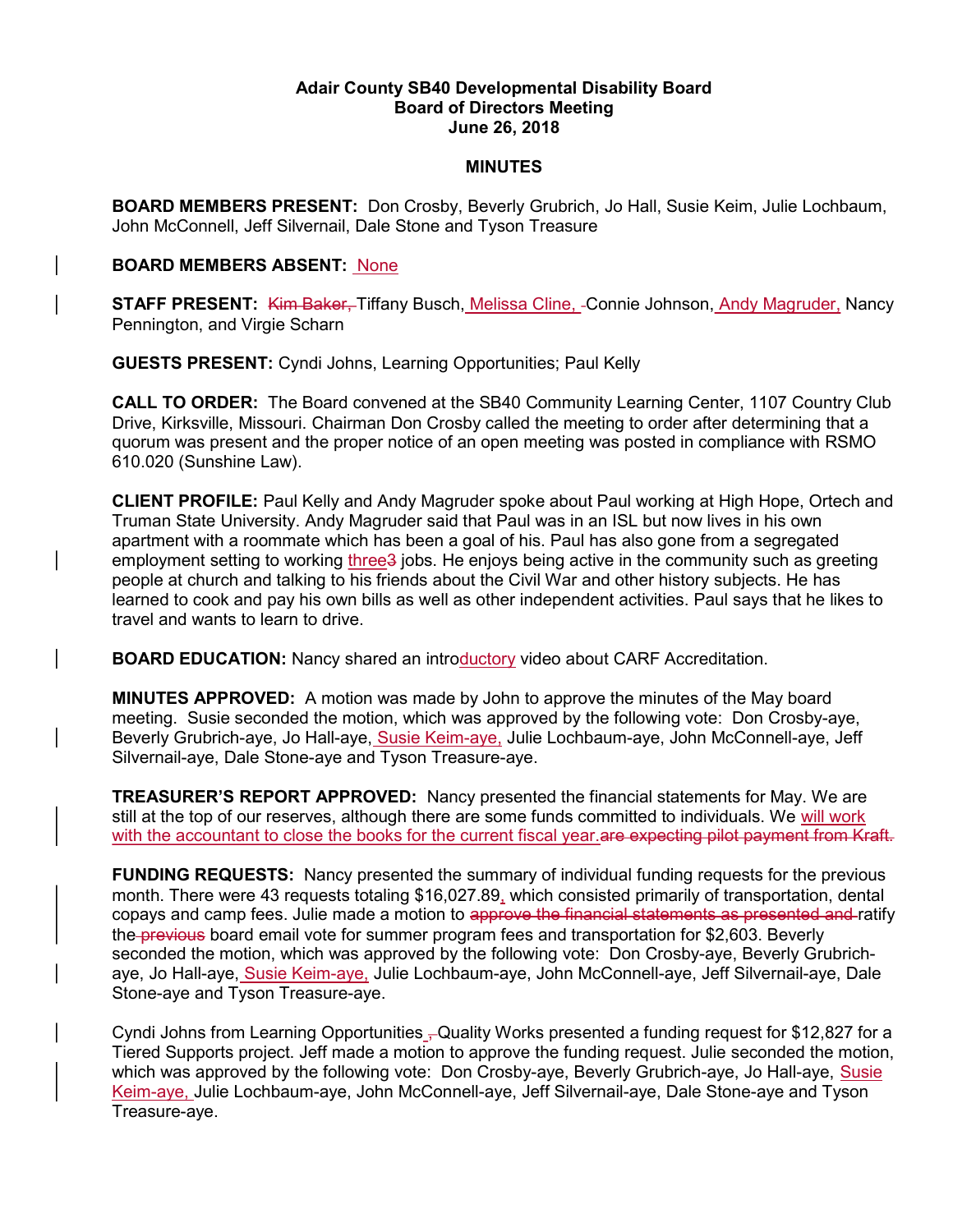**Adair County SB40 Developmental Disability Board**
**Board of Directors Meeting**
**June 26, 2018**

**MINUTES**

**BOARD MEMBERS PRESENT:** Don Crosby, Beverly Grubrich, Jo Hall, Susie Keim, Julie Lochbaum, John McConnell, Jeff Silvernail, Dale Stone and Tyson Treasure

**BOARD MEMBERS ABSENT:** None

**STAFF PRESENT:** ~~Kim Baker,~~ Tiffany Busch, Melissa Cline, ~~-~~Connie Johnson, Andy Magruder, Nancy Pennington, and Virgie Scharn

**GUESTS PRESENT:** Cyndi Johns, Learning Opportunities; Paul Kelly

**CALL TO ORDER:** The Board convened at the SB40 Community Learning Center, 1107 Country Club Drive, Kirksville, Missouri. Chairman Don Crosby called the meeting to order after determining that a quorum was present and the proper notice of an open meeting was posted in compliance with RSMO 610.020 (Sunshine Law).

**CLIENT PROFILE:** Paul Kelly and Andy Magruder spoke about Paul working at High Hope, Ortech and Truman State University. Andy Magruder said that Paul was in an ISL but now lives in his own apartment with a roommate which has been a goal of his. Paul has also gone from a segregated employment setting to working three~~3~~ jobs. He enjoys being active in the community such as greeting people at church and talking to his friends about the Civil War and other history subjects. He has learned to cook and pay his own bills as well as other independent activities. Paul says that he likes to travel and wants to learn to drive.

**BOARD EDUCATION:** Nancy shared an introductory video about CARF Accreditation.

**MINUTES APPROVED:** A motion was made by John to approve the minutes of the May board meeting. Susie seconded the motion, which was approved by the following vote: Don Crosby-aye, Beverly Grubrich-aye, Jo Hall-aye, Susie Keim-aye, Julie Lochbaum-aye, John McConnell-aye, Jeff Silvernail-aye, Dale Stone-aye and Tyson Treasure-aye.

**TREASURER'S REPORT APPROVED:** Nancy presented the financial statements for May. We are still at the top of our reserves, although there are some funds committed to individuals. We will work with the accountant to close the books for the current fiscal year.~~are expecting pilot payment from Kraft.~~

**FUNDING REQUESTS:** Nancy presented the summary of individual funding requests for the previous month. There were 43 requests totaling $16,027.89, which consisted primarily of transportation, dental copays and camp fees. Julie made a motion to ~~approve the financial statements as presented and~~ ratify the~~ previous~~ board email vote for summer program fees and transportation for $2,603. Beverly seconded the motion, which was approved by the following vote: Don Crosby-aye, Beverly Grubrich-aye, Jo Hall-aye, Susie Keim-aye, Julie Lochbaum-aye, John McConnell-aye, Jeff Silvernail-aye, Dale Stone-aye and Tyson Treasure-aye.

Cyndi Johns from Learning Opportunities ~~,~~Quality Works presented a funding request for $12,827 for a Tiered Supports project. Jeff made a motion to approve the funding request. Julie seconded the motion, which was approved by the following vote: Don Crosby-aye, Beverly Grubrich-aye, Jo Hall-aye, Susie Keim-aye, Julie Lochbaum-aye, John McConnell-aye, Jeff Silvernail-aye, Dale Stone-aye and Tyson Treasure-aye.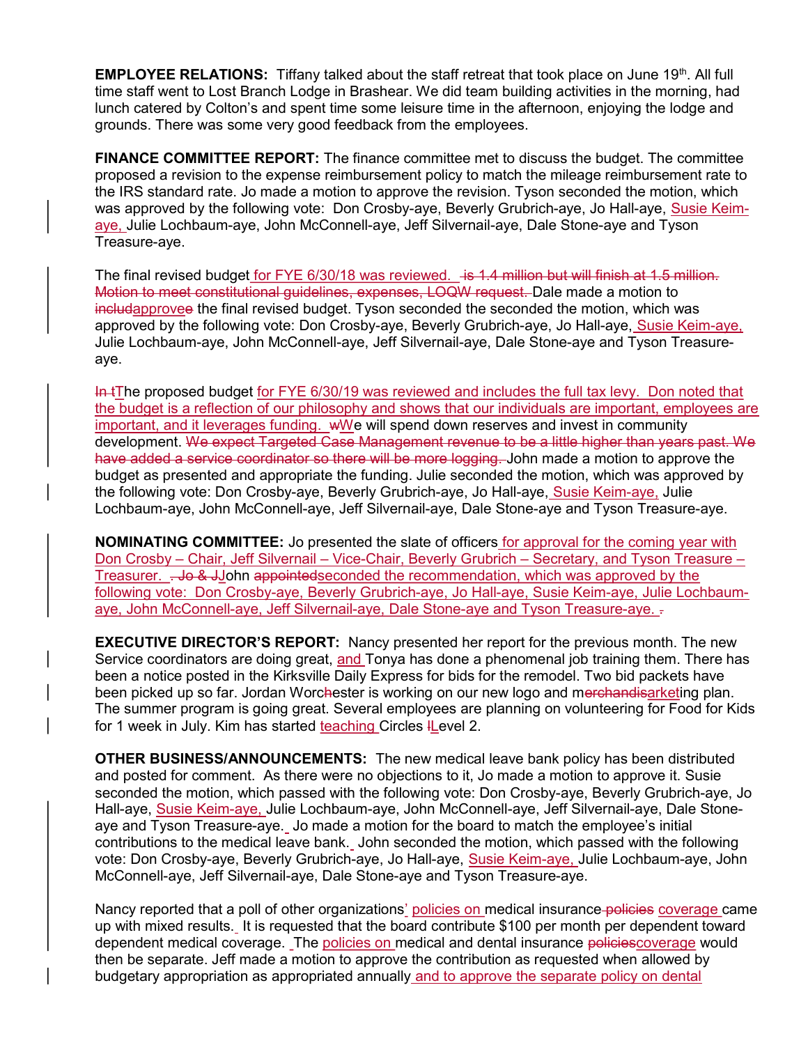**EMPLOYEE RELATIONS:** Tiffany talked about the staff retreat that took place on June 19th. All full time staff went to Lost Branch Lodge in Brashear. We did team building activities in the morning, had lunch catered by Colton's and spent time some leisure time in the afternoon, enjoying the lodge and grounds. There was some very good feedback from the employees.

**FINANCE COMMITTEE REPORT:** The finance committee met to discuss the budget. The committee proposed a revision to the expense reimbursement policy to match the mileage reimbursement rate to the IRS standard rate. Jo made a motion to approve the revision. Tyson seconded the motion, which was approved by the following vote: Don Crosby-aye, Beverly Grubrich-aye, Jo Hall-aye, Susie Keim-aye, Julie Lochbaum-aye, John McConnell-aye, Jeff Silvernail-aye, Dale Stone-aye and Tyson Treasure-aye.

The final revised budget for FYE 6/30/18 was reviewed. ~~is 1.4 million but will finish at 1.5 million. Motion to meet constitutional guidelines, expenses, LOQW request.~~ Dale made a motion to ~~includ~~approve~~e~~ the final revised budget. Tyson seconded the seconded the motion, which was approved by the following vote: Don Crosby-aye, Beverly Grubrich-aye, Jo Hall-aye, Susie Keim-aye, Julie Lochbaum-aye, John McConnell-aye, Jeff Silvernail-aye, Dale Stone-aye and Tyson Treasure-aye.

~~In t~~The proposed budget for FYE 6/30/19 was reviewed and includes the full tax levy. Don noted that the budget is a reflection of our philosophy and shows that our individuals are important, employees are important, and it leverages funding. ~~w~~We will spend down reserves and invest in community development. ~~We expect Targeted Case Management revenue to be a little higher than years past. We have added a service coordinator so there will be more logging.~~ John made a motion to approve the budget as presented and appropriate the funding. Julie seconded the motion, which was approved by the following vote: Don Crosby-aye, Beverly Grubrich-aye, Jo Hall-aye, Susie Keim-aye, Julie Lochbaum-aye, John McConnell-aye, Jeff Silvernail-aye, Dale Stone-aye and Tyson Treasure-aye.

**NOMINATING COMMITTEE:** Jo presented the slate of officers for approval for the coming year with Don Crosby – Chair, Jeff Silvernail – Vice-Chair, Beverly Grubrich – Secretary, and Tyson Treasure – Treasurer. ~~. Jo & J~~John ~~appointed~~seconded the recommendation, which was approved by the following vote: Don Crosby-aye, Beverly Grubrich-aye, Jo Hall-aye, Susie Keim-aye, Julie Lochbaum-aye, John McConnell-aye, Jeff Silvernail-aye, Dale Stone-aye and Tyson Treasure-aye. ~~.~~

**EXECUTIVE DIRECTOR'S REPORT:** Nancy presented her report for the previous month. The new Service coordinators are doing great, and Tonya has done a phenomenal job training them. There has been a notice posted in the Kirksville Daily Express for bids for the remodel. Two bid packets have been picked up so far. Jordan Worc~~h~~ester is working on our new logo and m~~erchandis~~arketing plan. The summer program is going great. Several employees are planning on volunteering for Food for Kids for 1 week in July. Kim has started teaching Circles ~~l~~Level 2.

**OTHER BUSINESS/ANNOUNCEMENTS:** The new medical leave bank policy has been distributed and posted for comment. As there were no objections to it, Jo made a motion to approve it. Susie seconded the motion, which passed with the following vote: Don Crosby-aye, Beverly Grubrich-aye, Jo Hall-aye, Susie Keim-aye, Julie Lochbaum-aye, John McConnell-aye, Jeff Silvernail-aye, Dale Stone-aye and Tyson Treasure-aye. Jo made a motion for the board to match the employee's initial contributions to the medical leave bank. John seconded the motion, which passed with the following vote: Don Crosby-aye, Beverly Grubrich-aye, Jo Hall-aye, Susie Keim-aye, Julie Lochbaum-aye, John McConnell-aye, Jeff Silvernail-aye, Dale Stone-aye and Tyson Treasure-aye.

Nancy reported that a poll of other organizations' policies on medical insurance ~~policies~~ coverage came up with mixed results. It is requested that the board contribute $100 per month per dependent toward dependent medical coverage. The policies on medical and dental insurance ~~policies~~coverage would then be separate. Jeff made a motion to approve the contribution as requested when allowed by budgetary appropriation as appropriated annually and to approve the separate policy on dental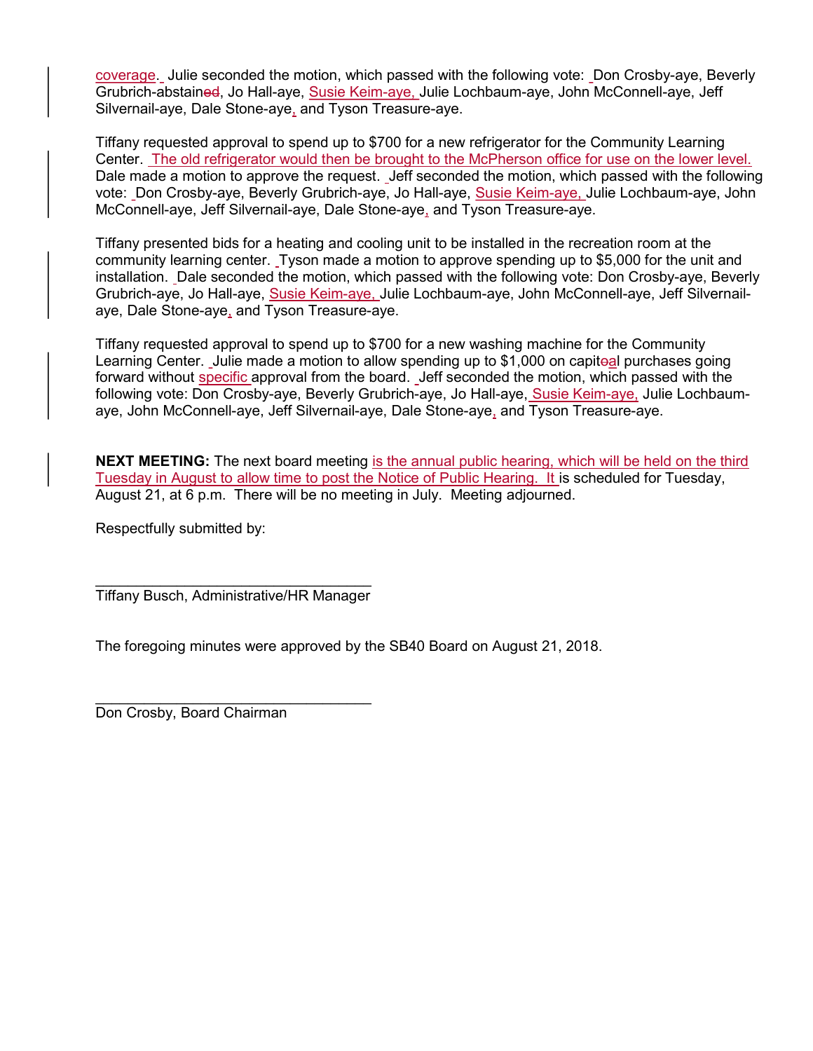coverage. Julie seconded the motion, which passed with the following vote: Don Crosby-aye, Beverly Grubrich-abstain~~ed~~, Jo Hall-aye, Susie Keim-aye, Julie Lochbaum-aye, John McConnell-aye, Jeff Silvernail-aye, Dale Stone-aye, and Tyson Treasure-aye.

Tiffany requested approval to spend up to $700 for a new refrigerator for the Community Learning Center. The old refrigerator would then be brought to the McPherson office for use on the lower level. Dale made a motion to approve the request. Jeff seconded the motion, which passed with the following vote: Don Crosby-aye, Beverly Grubrich-aye, Jo Hall-aye, Susie Keim-aye, Julie Lochbaum-aye, John McConnell-aye, Jeff Silvernail-aye, Dale Stone-aye, and Tyson Treasure-aye.

Tiffany presented bids for a heating and cooling unit to be installed in the recreation room at the community learning center. Tyson made a motion to approve spending up to $5,000 for the unit and installation. Dale seconded the motion, which passed with the following vote: Don Crosby-aye, Beverly Grubrich-aye, Jo Hall-aye, Susie Keim-aye, Julie Lochbaum-aye, John McConnell-aye, Jeff Silvernail-aye, Dale Stone-aye, and Tyson Treasure-aye.

Tiffany requested approval to spend up to $700 for a new washing machine for the Community Learning Center. Julie made a motion to allow spending up to $1,000 on capit~~o~~al purchases going forward without specific approval from the board. Jeff seconded the motion, which passed with the following vote: Don Crosby-aye, Beverly Grubrich-aye, Jo Hall-aye, Susie Keim-aye, Julie Lochbaum-aye, John McConnell-aye, Jeff Silvernail-aye, Dale Stone-aye, and Tyson Treasure-aye.

**NEXT MEETING:** The next board meeting is the annual public hearing, which will be held on the third Tuesday in August to allow time to post the Notice of Public Hearing. It is scheduled for Tuesday, August 21, at 6 p.m. There will be no meeting in July. Meeting adjourned.

Respectfully submitted by:

___________________________________
Tiffany Busch, Administrative/HR Manager

The foregoing minutes were approved by the SB40 Board on August 21, 2018.

___________________________________
Don Crosby, Board Chairman